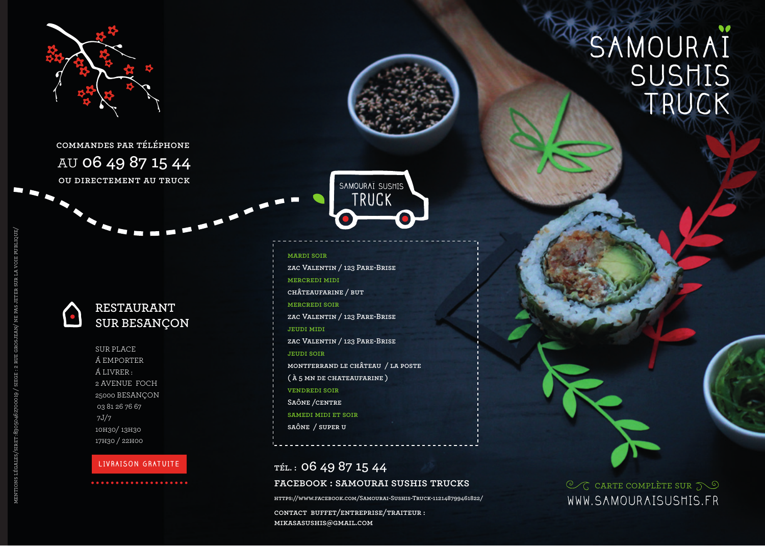# SAMOURAÏ SUSHIS TRUCK

**COMMANDES PAR TÉLÉPHONE**
**AU 06 49 87 15 44**
**OU DIRECTEMENT AU TRUCK**

SAMOURAÏ SUSHIS TRUCK

## RESTAURANT SUR BESANÇON

SUR PLACE
Á EMPORTER
Á LIVRER :
2 AVENUE FOCH
25000 BESANÇON
03 81 26 76 67
7J/7
10H30/ 13H30
17H30 / 22H00

**LIVRAISON GRATUITE**

MARDI SOIR
ZAC VALENTIN / 123 PARE-BRISE

MERCREDI MIDI
CHÂTEAUFARINE / BUT

MERCREDI SOIR
ZAC VALENTIN / 123 PARE-BRISE

JEUDI MIDI
ZAC VALENTIN / 123 PARE-BRISE

JEUDI SOIR
MONTFERRAND LE CHÂTEAU / LA POSTE
( À 5 MN DE CHATEAUFARINE )

VENDREDI SOIR
SAÔNE /CENTRE

SAMEDI MIDI ET SOIR
SAÔNE / SUPER U

**TÉL. : 06 49 87 15 44**
**FACEBOOK : SAMOURAI SUSHIS TRUCKS**
HTTPS://WWW.FACEBOOK.COM/SAMOURAI-SUSHIS-TRUCK-112148799461822/

CONTACT BUFFET/ENTREPRISE/TRAITEUR :
MIKASASUSHIS@GMAIL.COM

CARTE COMPLÈTE SUR
WWW.SAMOURAISUSHIS.FR

MENTIONS LÉGALES/SIRET :830504627OOO19 / SIEGE : 2 RUE GROSJEAN/ NE PAS JETER SUR LA VOIE PUBLIQUE/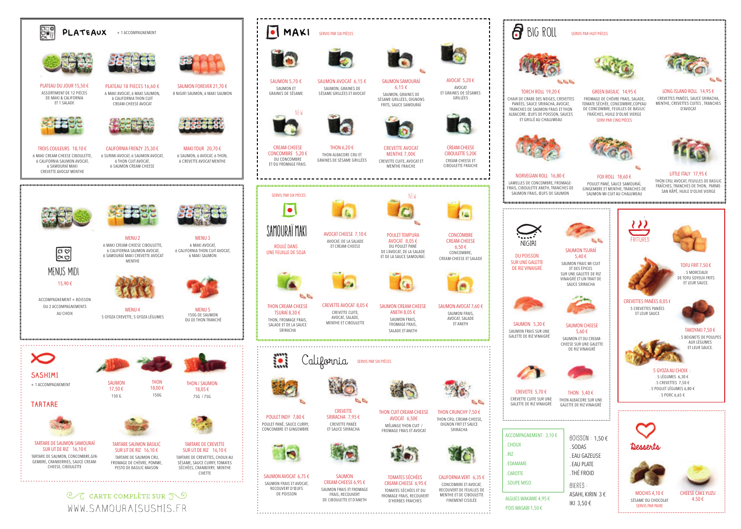## PLATEAUX

+ 1 ACCOMPAGNEMENT

**PLATEAU DU JOUR 15,50 €**
ASSORTIMENT DE 12 PIÈCES DE MAKI & CALIFORNIA ET 1 SALADE

**PLATEAU 18 PIECES 16,60 €**
6 MAKI AVOCAT, 6 MAKI SAUMON, 6 CALIFORNIA THON CUIT CREAM-CHEESE AVOCAT

**SAUMON FOREVER 21,70 €**
8 NIGIRI SAUMON, 6 MAKI SAUMON

**TROIS COULEURS 18,10 €**
6 MAKI CREAM-CHEESE CIBOULETTE, 6 CALIFORNIA SAUMON AVOCAT, 6 SAMOURAÏ MAKI CREVETTE AVOCAT MENTHE

**CALIFORNIA FRENZY 25,30 €**
6 SURIMI AVOCAT, 6 SAUMON AVOCAT, 6 THON CUIT AVOCAT, 6 SAUMON CREAM-CHEESE

**MAKI TOUR 20,70 €**
6 SAUMON, 6 AVOCAT, 6 THON, 6 CREVETTE AVOCAT MENTHE

## MENUS MIDI

15,90 €

ACCOMPAGNEMENT + BOISSON OU 2 ACCOMPAGNEMENTS AU CHOIX

**MENU 2**
6 MAKI CREAM-CHEESE CIBOULETTE, 6 CALIFORNIA SAUMON AVOCAT, 6 SAMOURAÏ MAKI CREVETTE AVOCAT MENTHE

**MENU 3**
6 MAKI AVOCAT, 6 CALIFORNIA THON CUIT AVOCAT, 6 MAKI SAUMON

**MENU 4**
5 GYOZA CREVETTE, 5 GYOZA LÉGUMES

**MENU 5**
150G DE SAUMON OU DE THON TRANCHÉ

## SASHIMI

+ 1 ACCOMPAGNEMENT

**SAUMON** 17,50 € — 150 G

**THON** 18,00 € — 150G

**THON / SAUMON** 18,05 € — 75G / 75G

## TARTARE

**TARTARE DE SAUMON SAMOURAÏ SUR LIT DE RIZ 16,10 €**
TARTARE DE SAUMON, CONCOMBRE, GINGEMBRE, CRANBERRIES, SAUCE CREAM-CHEESE, CIBOULETTE

**TARTARE SAUMON BASILIC SUR LIT DE RIZ 16,10 €**
TARTARE DE SAUMON CRU, FROMAGE DE CHÈVRE, POMME, PESTO DE BASILIC MAISON

**TARTARE DE CREVETTE SUR LIT DE RIZ 16,10 €**
TARTARE DE CREVETTES, CHOUX AU SÉSAME, SAUCE CURRY, TOMATES SÉCHÉES, CRANBERRY, MENTHE CIVETTE

CARTE COMPLÈTE SUR
WWW.SAMOURAISUSHIS.FR

## MAKI

SERVIS PAR SIX PIÈCES

**SAUMON 5,70 €**
SAUMON ET GRAINES DE SÉSAME

**SAUMON AVOCAT 6,15 €**
SAUMON, GRAINES DE SÉSAME GRILLÉES ET AVOCAT

**SAUMON SAMOURAÏ 6,15 €**
SAUMON, GRAINES DE SÉSAME GRILLÉES, OIGNONS FRITS, SAUCE SAMOURAÏ

**AVOCAT 5,20 €**
AVOCAT ET GRAINES DE SÉSAMES GRILLÉES

NEW

**CREAM-CHEESE CONCOMBRE 5,20 €**
DU CONCOMBRE ET DU FROMAGE FRAIS.

**THON 6,20 €**
THON ALBACORE CRU ET GRAINES DE SÉSAME GRILLÉES

**CREVETTE AVOCAT MENTHE 7,00 €**
CREVETTE CUITE, AVOCAT ET MENTHE FRAICHE

**CREAM-CHEESE CIBOULETTE 5,20€**
CREAM-CHEESE ET CIBOULETTE FRAICHE

## SAMOURAÏ MAKI

SERVIS PAR SIX PIÈCES

ROULÉ DANS UNE FEUILLE DE SOJA

**AVOCAT CHEESE 7,10 €**
AVOCAT, DE LA SALADE ET CREAM-CHEESE

NEW

**POULET TEMPURA AVOCAT 8,05 €**
DU POULET PANÉ DE L'AVOCAT, DE LA SALADE ET DE LA SAUCE SAMOURAÏ.

**CONCOMBRE CREAM-CHEESE 6,50 €**
CONCOMBRE, CREAM-CHEESE ET SALADE

**THON CREAM-CHEESE TSURAÏ 8,30 €**
THON, FROMAGE FRAIS, SALADE ET DE LA SAUCE SRIRACHA

**CREVETTE AVOCAT 8,05 €**
CREVETTE CUITE, AVOCAT, SALADE, MENTHE ET CIBOULETTE

**SAUMON CREAM-CHEESE ANETH 8,05 €**
SAUMON FRAIS, FROMAGE FRAIS, SALADE ET ANETH

**SAUMON AVOCAT 7,60 €**
SAUMON FRAIS, AVOCAT, SALADE ET ANETH

## California

SERVIS PAR SIX PIÈCES

**POULET INDY 7,80 €**
POULET PANÉ, SAUCE CURRY, CONCOMBRE ET GINGEMBRE

**CREVETTE SRIRACHA 7,95 €**
CREVETTE PANÉE ET SAUCE SRIRACHA

**THON CUIT CREAM-CHEESE AVOCAT 6,50€**
MÉLANGE THON CUIT / FROMAGE FRAIS ET AVOCAT

**THON CRUNCHY 7,50 €**
THON CRU, CREAM-CHEESE, OIGNON FRIT ET SAUCE SRIRACHA

**SAUMON AVOCAT 6,75 €**
SAUMON FRAIS ET AVOCAT, RECOUVERT D'ŒUFS DE POISSON

**SAUMON CREAM-CHEESE 6,95 €**
SAUMON FRAIS ET FROMAGE FRAIS, RECOUVERT DE CIBOULETTE ET D'ANETH

**TOMATES SÉCHÉES CREAM-CHEESE 6,95 €**
TOMATES SÉCHÉES ET DU FROMAGE FRAIS, RECOUVERT D'HERBES FRAICHES

**CALIFORNIA VERT 6,35 €**
CONCOMBRE ET AVOCAT, RECOUVERT DE FEUILLES DE MENTHE ET DE CIBOULETTE FINEMENT CISELÉE

## BIG ROLL

SERVIS PAR HUIT PIÈCES

**TORCH ROLL 19,20 €**
CHAIR DE CRABE DES NEIGES, CREVETTES PANÉES, SAUCE SRIRACHA, AVOCAT, TRANCHES DE SAUMON FRAIS ET THON ALBACORE, ŒUFS DE POISSON, SAUCES ET GRILLÉ AU CHALUMEAU

**GREEN BASILIC 14,95 €**
FROMAGE DE CHÈVRE FRAIS, SALADE, TOMATE SÉCHÉE, CONCOMBRE, COPEAU DE CONCOMBRE, FEUILLES DE BASILIC FRAÎCHES, HUILE D'OLIVE VIERGE
SERVI PAR CINQ PIÈCES

**LONG ISLAND ROLL 14,95 €**
CREVETTES PANÉES, SAUCE SRIRACHA, MENTHE, CREVETTES CUITES, TRANCHES D'AVOCAT

**NORVEGIAN ROLL 16,80 €**
LAMELLES DE CONCOMBRE, FROMAGE-FRAIS, CIBOULETTE ANETH, TRANCHES DE SAUMON FRAIS, ŒUFS DE SAUMON

**FOX ROLL 18,60 €**
POULET PANÉ, SAUCE SAMOURAÏ, GINGEMBRE ET MENTHE, TRANCHES DE SAUMON MI-CUIT AU CHALUMEAU

**LITTLE ITALY 17,95 €**
THON CRU, AVOCAT, FEUILLES DE BASILIC FRAÎCHES, TRANCHES DE THON, PARMESAN RÂPÉ, HUILE D'OLIVE VIERGE

## NIGIRI

DU POISSON SUR UNE GALETTE DE RIZ VINAIGRÉ

**SAUMON TSURAÏ 5,40 €**
SAUMON FRAIS MI-CUIT ET DES ÉPICES SUR UNE GALETTE DE RIZ VINAIGRÉ ET UN TRAIT DE SAUCE SRIRACHA

**SAUMON 5,30 €**
SAUMON FRAIS SUR UNE GALETTE DE RIZ VINAIGRÉ

**SAUMON CHEESE 5,60 €**
SAUMON ET DU CREAM-CHEESE SUR UNE GALETTE DE RIZ VINAIGRÉ

**CREVETTE 5,70 €**
CREVETTE CUITE SUR UNE GALETTE DE RIZ VINAIGRÉ

**THON 5,40 €**
THON ALBACORE SUR UNE GALETTE DE RIZ VINAIGRÉ

## FRITURES

**TOFU FRIT 7,50 €**
5 MORCEAUX DE TOFU SOYEUX FRITS ET LEUR SAUCE.

**CREVETTES PANÉES 8,05 €**
5 CREVETTES PANÉES ET LEUR SAUCE

**TAKOYAKI 7,50 €**
5 BEIGNETS DE POULPES AUX LÉGUMES ET LEUR SAUCE.

**5 GYOZA AU CHOIX :**
- 5 LÉGUMES 6,30 €
- 5 CREVETTES 7,50 €
- 5 POULET LÉGUMES 6,80 €
- 5 PORC 6,65 €

## ACCOMPAGNEMENT : 3,10 €

- CHOUX
- RIZ
- EDAMAME
- CAROTTE
- SOUPE MISO

ALGUES WAKAME 4,95 €

POIS WASABI 1,50 €

## BOISSON : 1,50 €

- SODAS
- EAU GAZEUSE
- EAU PLATE
- THÉ FROID

## BIÈRES :

ASAHI, KIRIN 3 €

IKI 3,50 €

## Desserts

**MOCHIS 4,10 €**
SÉSAME OU CHOCOLAT
SERVIS PAR PAIRE

**CHEESE CAKE YUZU 4,50 €**